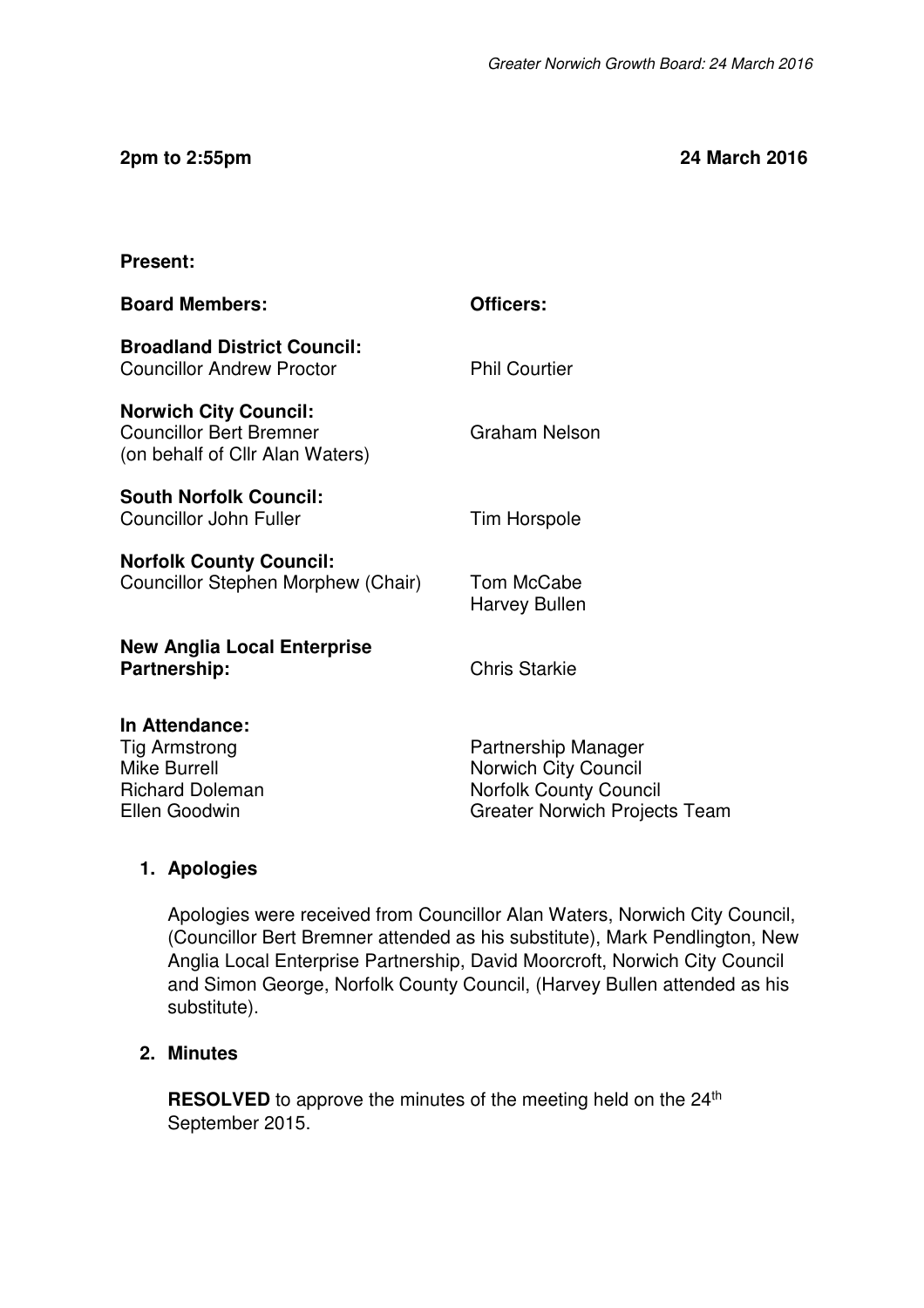**2pm to 2:55pm** **24 March 2016**

**Present:**

| **Board Members:** | **Officers:** |
|---|---|
| **Broadland District Council:** Councillor Andrew Proctor | Phil Courtier |
| **Norwich City Council:** Councillor Bert Bremner (on behalf of Cllr Alan Waters) | Graham Nelson |
| **South Norfolk Council:** Councillor John Fuller | Tim Horspole |
| **Norfolk County Council:** Councillor Stephen Morphew (Chair) | Tom McCabe<br>Harvey Bullen |
| **New Anglia Local Enterprise Partnership:** | Chris Starkie |

**In Attendance:**

| | |
|---|---|
| Tig Armstrong | Partnership Manager |
| Mike Burrell | Norwich City Council |
| Richard Doleman | Norfolk County Council |
| Ellen Goodwin | Greater Norwich Projects Team |

1. **Apologies**

   Apologies were received from Councillor Alan Waters, Norwich City Council, (Councillor Bert Bremner attended as his substitute), Mark Pendlington, New Anglia Local Enterprise Partnership, David Moorcroft, Norwich City Council and Simon George, Norfolk County Council, (Harvey Bullen attended as his substitute).

2. **Minutes**

   **RESOLVED** to approve the minutes of the meeting held on the 24th September 2015.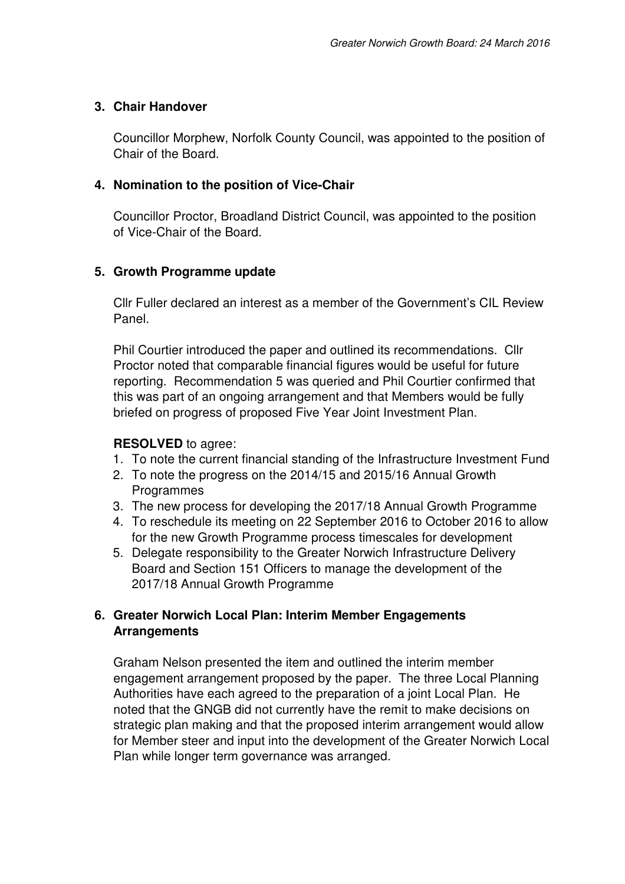## 3. Chair Handover

Councillor Morphew, Norfolk County Council, was appointed to the position of Chair of the Board.

## 4. Nomination to the position of Vice-Chair

Councillor Proctor, Broadland District Council, was appointed to the position of Vice-Chair of the Board.

## 5. Growth Programme update

Cllr Fuller declared an interest as a member of the Government's CIL Review Panel.

Phil Courtier introduced the paper and outlined its recommendations. Cllr Proctor noted that comparable financial figures would be useful for future reporting. Recommendation 5 was queried and Phil Courtier confirmed that this was part of an ongoing arrangement and that Members would be fully briefed on progress of proposed Five Year Joint Investment Plan.

**RESOLVED** to agree:

1. To note the current financial standing of the Infrastructure Investment Fund
2. To note the progress on the 2014/15 and 2015/16 Annual Growth Programmes
3. The new process for developing the 2017/18 Annual Growth Programme
4. To reschedule its meeting on 22 September 2016 to October 2016 to allow for the new Growth Programme process timescales for development
5. Delegate responsibility to the Greater Norwich Infrastructure Delivery Board and Section 151 Officers to manage the development of the 2017/18 Annual Growth Programme

## 6. Greater Norwich Local Plan: Interim Member Engagements Arrangements

Graham Nelson presented the item and outlined the interim member engagement arrangement proposed by the paper. The three Local Planning Authorities have each agreed to the preparation of a joint Local Plan. He noted that the GNGB did not currently have the remit to make decisions on strategic plan making and that the proposed interim arrangement would allow for Member steer and input into the development of the Greater Norwich Local Plan while longer term governance was arranged.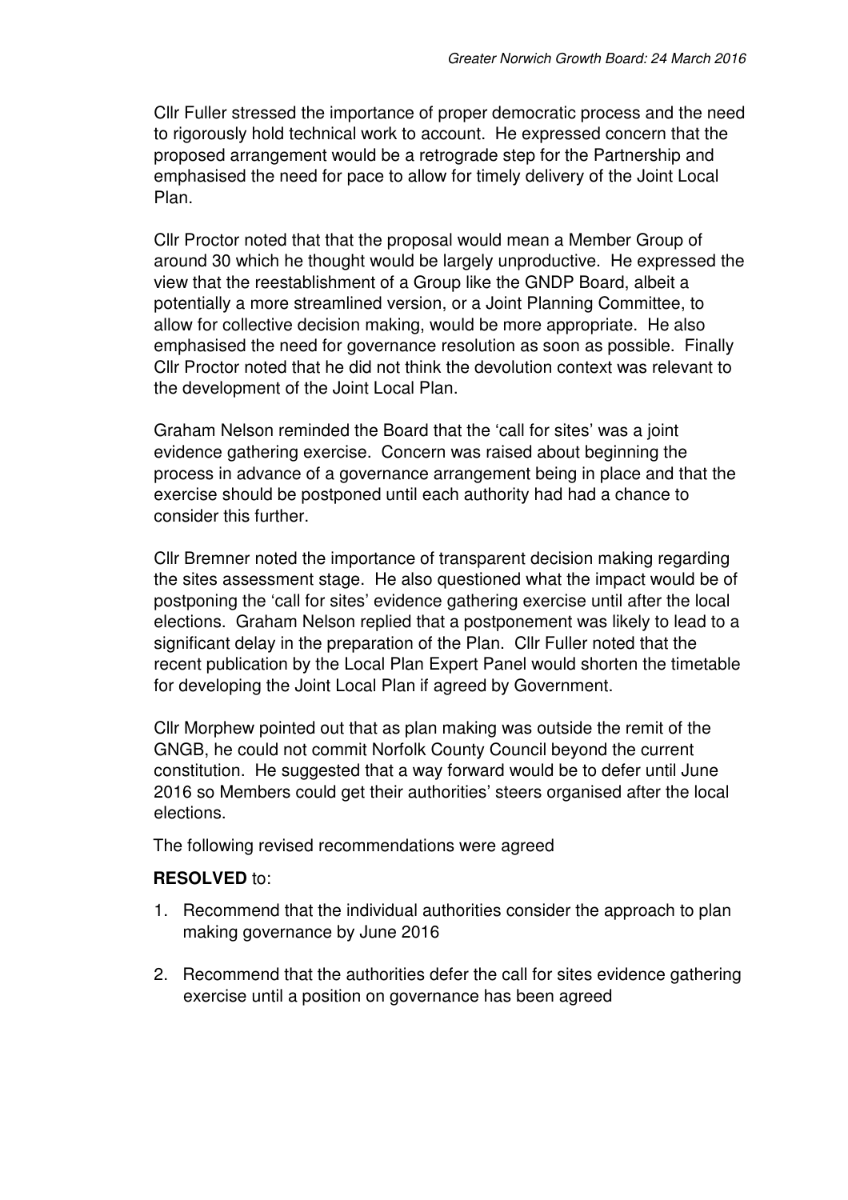Cllr Fuller stressed the importance of proper democratic process and the need to rigorously hold technical work to account. He expressed concern that the proposed arrangement would be a retrograde step for the Partnership and emphasised the need for pace to allow for timely delivery of the Joint Local Plan.

Cllr Proctor noted that that the proposal would mean a Member Group of around 30 which he thought would be largely unproductive. He expressed the view that the reestablishment of a Group like the GNDP Board, albeit a potentially a more streamlined version, or a Joint Planning Committee, to allow for collective decision making, would be more appropriate. He also emphasised the need for governance resolution as soon as possible. Finally Cllr Proctor noted that he did not think the devolution context was relevant to the development of the Joint Local Plan.

Graham Nelson reminded the Board that the 'call for sites' was a joint evidence gathering exercise. Concern was raised about beginning the process in advance of a governance arrangement being in place and that the exercise should be postponed until each authority had had a chance to consider this further.

Cllr Bremner noted the importance of transparent decision making regarding the sites assessment stage. He also questioned what the impact would be of postponing the 'call for sites' evidence gathering exercise until after the local elections. Graham Nelson replied that a postponement was likely to lead to a significant delay in the preparation of the Plan. Cllr Fuller noted that the recent publication by the Local Plan Expert Panel would shorten the timetable for developing the Joint Local Plan if agreed by Government.

Cllr Morphew pointed out that as plan making was outside the remit of the GNGB, he could not commit Norfolk County Council beyond the current constitution. He suggested that a way forward would be to defer until June 2016 so Members could get their authorities' steers organised after the local elections.

The following revised recommendations were agreed

**RESOLVED** to:

1. Recommend that the individual authorities consider the approach to plan making governance by June 2016

2. Recommend that the authorities defer the call for sites evidence gathering exercise until a position on governance has been agreed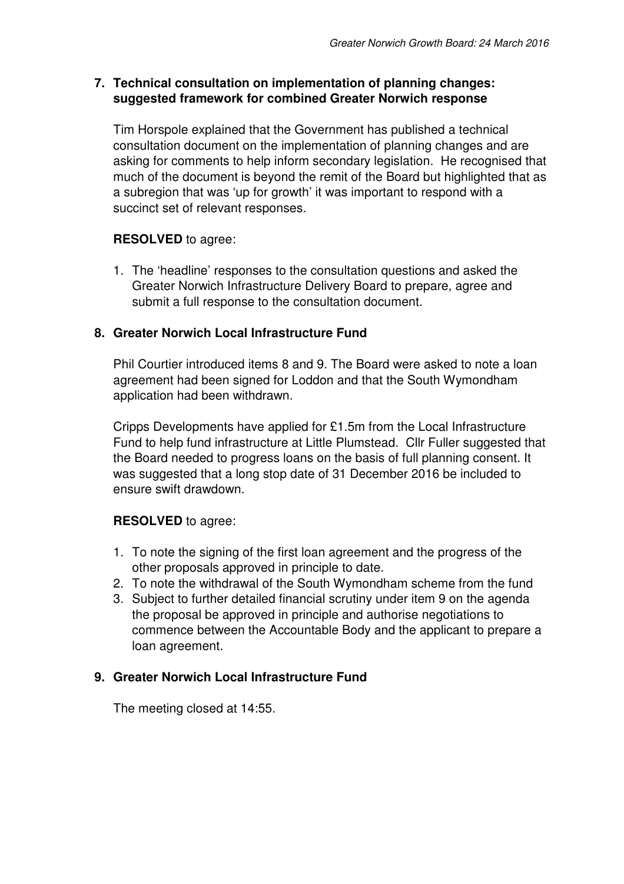## 7. Technical consultation on implementation of planning changes: suggested framework for combined Greater Norwich response

Tim Horspole explained that the Government has published a technical consultation document on the implementation of planning changes and are asking for comments to help inform secondary legislation. He recognised that much of the document is beyond the remit of the Board but highlighted that as a subregion that was 'up for growth' it was important to respond with a succinct set of relevant responses.

**RESOLVED** to agree:

1. The 'headline' responses to the consultation questions and asked the Greater Norwich Infrastructure Delivery Board to prepare, agree and submit a full response to the consultation document.

## 8. Greater Norwich Local Infrastructure Fund

Phil Courtier introduced items 8 and 9. The Board were asked to note a loan agreement had been signed for Loddon and that the South Wymondham application had been withdrawn.

Cripps Developments have applied for £1.5m from the Local Infrastructure Fund to help fund infrastructure at Little Plumstead. Cllr Fuller suggested that the Board needed to progress loans on the basis of full planning consent. It was suggested that a long stop date of 31 December 2016 be included to ensure swift drawdown.

**RESOLVED** to agree:

1. To note the signing of the first loan agreement and the progress of the other proposals approved in principle to date.
2. To note the withdrawal of the South Wymondham scheme from the fund
3. Subject to further detailed financial scrutiny under item 9 on the agenda the proposal be approved in principle and authorise negotiations to commence between the Accountable Body and the applicant to prepare a loan agreement.

## 9. Greater Norwich Local Infrastructure Fund

The meeting closed at 14:55.